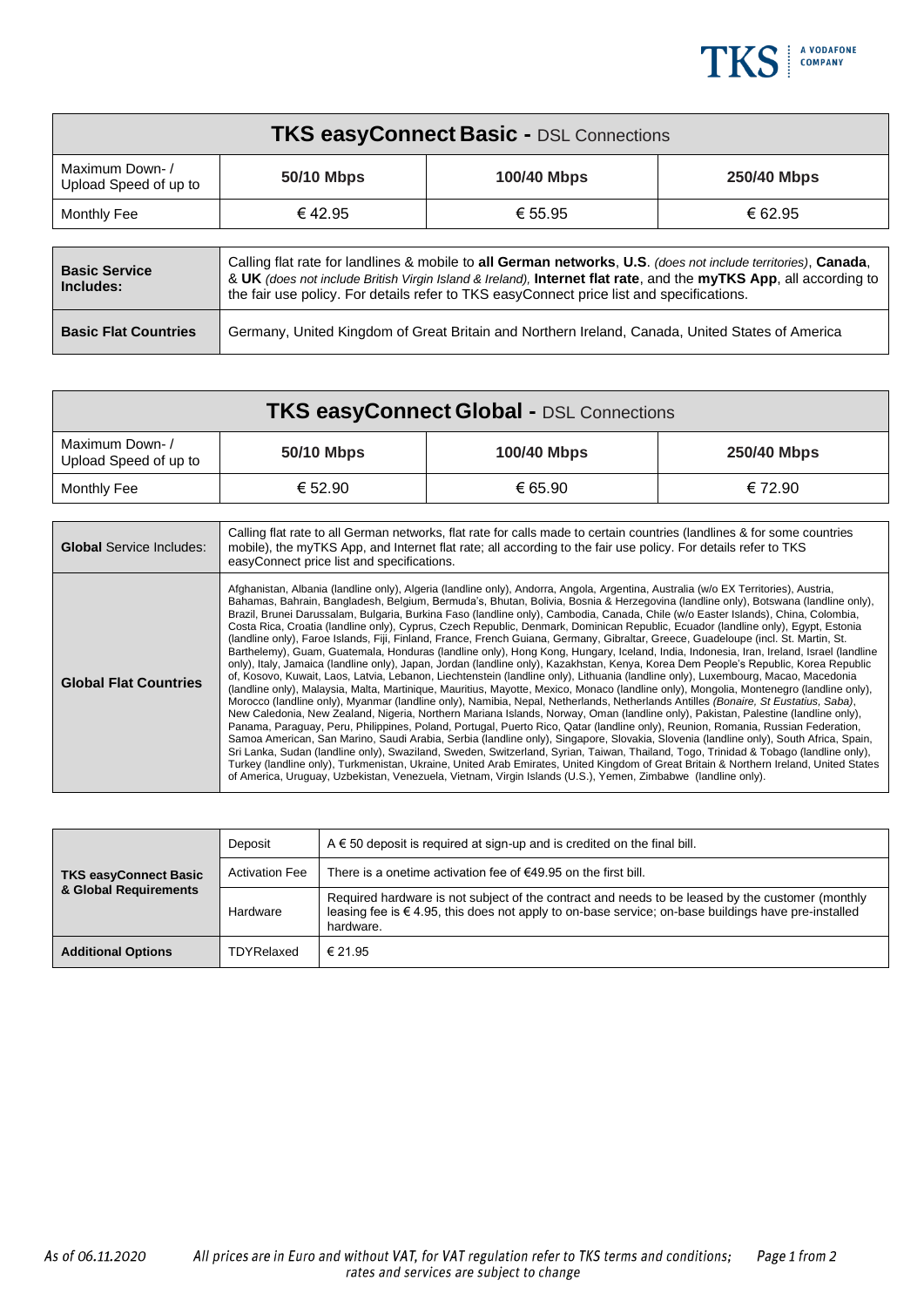## TKS easyConnect Basic - DSL Connections

| Maximum Down- / Upload Speed of up to | 50/10 Mbps | 100/40 Mbps | 250/40 Mbps |
|---|---|---|---|
| Monthly Fee | € 42.95 | € 55.95 | € 62.95 |

| | |
|---|---|
| **Basic Service Includes:** | Calling flat rate for landlines & mobile to **all German networks**, **U.S**. *(does not include territories)*, **Canada**, & **UK** *(does not include British Virgin Island & Ireland)*, **Internet flat rate**, and the **myTKS App**, all according to the fair use policy. For details refer to TKS easyConnect price list and specifications. |
| **Basic Flat Countries** | Germany, United Kingdom of Great Britain and Northern Ireland, Canada, United States of America |

## TKS easyConnect Global - DSL Connections

| Maximum Down- / Upload Speed of up to | 50/10 Mbps | 100/40 Mbps | 250/40 Mbps |
|---|---|---|---|
| Monthly Fee | € 52.90 | € 65.90 | € 72.90 |

| | |
|---|---|
| **Global** Service Includes: | Calling flat rate to all German networks, flat rate for calls made to certain countries (landlines & for some countries mobile), the myTKS App, and Internet flat rate; all according to the fair use policy. For details refer to TKS easyConnect price list and specifications. |
| **Global Flat Countries** | Afghanistan, Albania (landline only), Algeria (landline only), Andorra, Angola, Argentina, Australia (w/o EX Territories), Austria, Bahamas, Bahrain, Bangladesh, Belgium, Bermuda's, Bhutan, Bolivia, Bosnia & Herzegovina (landline only), Botswana (landline only), Brazil, Brunei Darussalam, Bulgaria, Burkina Faso (landline only), Cambodia, Canada, Chile (w/o Easter Islands), China, Colombia, Costa Rica, Croatia (landline only), Cyprus, Czech Republic, Denmark, Dominican Republic, Ecuador (landline only), Egypt, Estonia (landline only), Faroe Islands, Fiji, Finland, France, French Guiana, Germany, Gibraltar, Greece, Guadeloupe (incl. St. Martin, St. Barthelemy), Guam, Guatemala, Honduras (landline only), Hong Kong, Hungary, Iceland, India, Indonesia, Iran, Ireland, Israel (landline only), Italy, Jamaica (landline only), Japan, Jordan (landline only), Kazakhstan, Kenya, Korea Dem People's Republic, Korea Republic of, Kosovo, Kuwait, Laos, Latvia, Lebanon, Liechtenstein (landline only), Lithuania (landline only), Luxembourg, Macao, Macedonia (landline only), Malaysia, Malta, Martinique, Mauritius, Mayotte, Mexico, Monaco (landline only), Mongolia, Montenegro (landline only), Morocco (landline only), Myanmar (landline only), Namibia, Nepal, Netherlands, Netherlands Antilles *(Bonaire, St Eustatius, Saba)*, New Caledonia, New Zealand, Nigeria, Northern Mariana Islands, Norway, Oman (landline only), Pakistan, Palestine (landline only), Panama, Paraguay, Peru, Philippines, Poland, Portugal, Puerto Rico, Qatar (landline only), Reunion, Romania, Russian Federation, Samoa American, San Marino, Saudi Arabia, Serbia (landline only), Singapore, Slovakia, Slovenia (landline only), South Africa, Spain, Sri Lanka, Sudan (landline only), Swaziland, Sweden, Switzerland, Syrian, Taiwan, Thailand, Togo, Trinidad & Tobago (landline only), Turkey (landline only), Turkmenistan, Ukraine, United Arab Emirates, United Kingdom of Great Britain & Northern Ireland, United States of America, Uruguay, Uzbekistan, Venezuela, Vietnam, Virgin Islands (U.S.), Yemen, Zimbabwe (landline only). |

| | | |
|---|---|---|
| **TKS easyConnect Basic & Global Requirements** | Deposit | A € 50 deposit is required at sign-up and is credited on the final bill. |
| | Activation Fee | There is a onetime activation fee of €49.95 on the first bill. |
| | Hardware | Required hardware is not subject of the contract and needs to be leased by the customer (monthly leasing fee is € 4.95, this does not apply to on-base service; on-base buildings have pre-installed hardware. |
| **Additional Options** | TDYRelaxed | € 21.95 |

*As of 06.11.2020*

*All prices are in Euro and without VAT, for VAT regulation refer to TKS terms and conditions; rates and services are subject to change*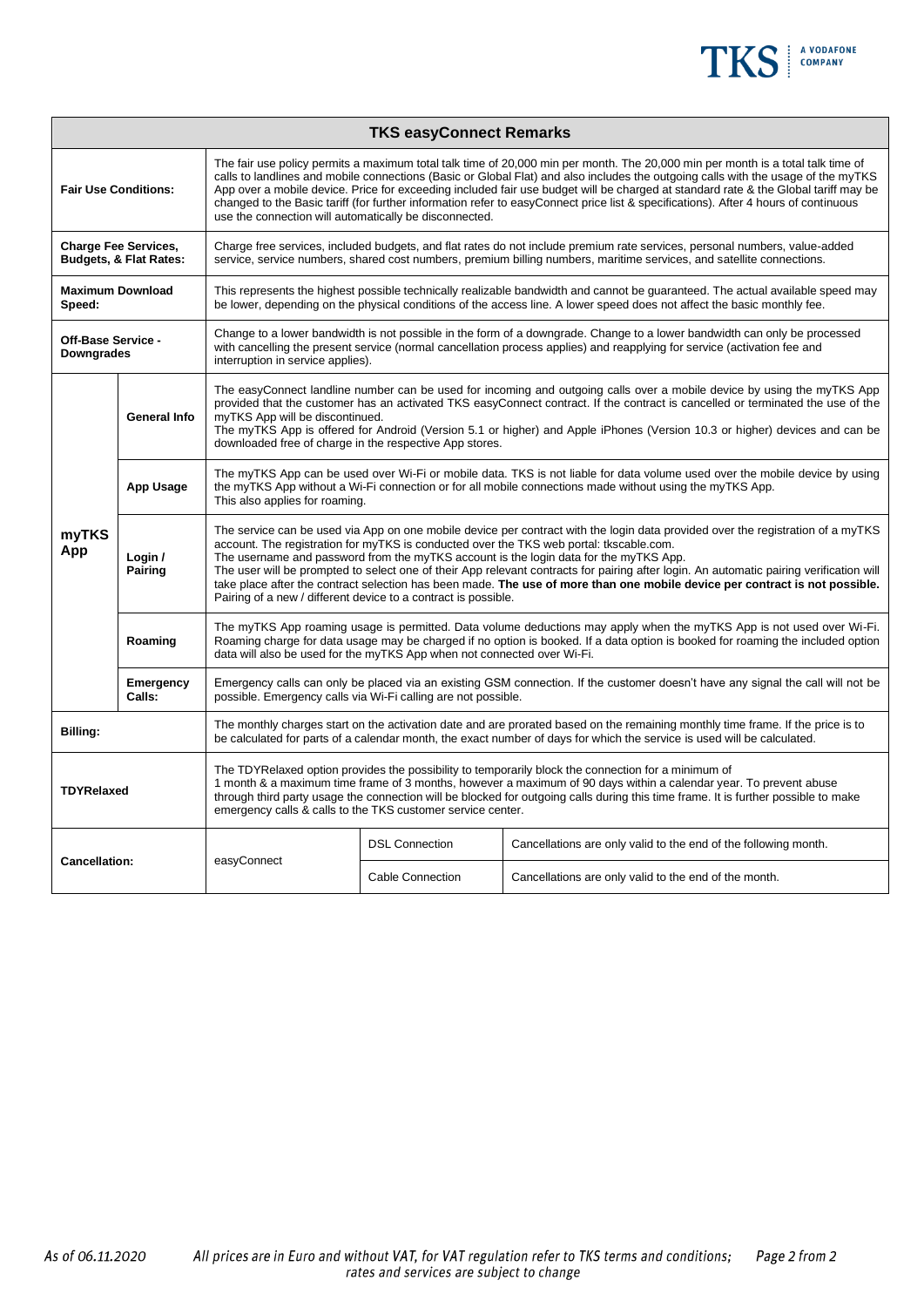| TKS easyConnect Remarks | | | | |
|---|---|---|---|---|
| **Fair Use Conditions:** | | The fair use policy permits a maximum total talk time of 20,000 min per month. The 20,000 min per month is a total talk time of calls to landlines and mobile connections (Basic or Global Flat) and also includes the outgoing calls with the usage of the myTKS App over a mobile device. Price for exceeding included fair use budget will be charged at standard rate & the Global tariff may be changed to the Basic tariff (for further information refer to easyConnect price list & specifications). After 4 hours of continuous use the connection will automatically be disconnected. | | |
| **Charge Fee Services, Budgets, & Flat Rates:** | | Charge free services, included budgets, and flat rates do not include premium rate services, personal numbers, value-added service, service numbers, shared cost numbers, premium billing numbers, maritime services, and satellite connections. | | |
| **Maximum Download Speed:** | | This represents the highest possible technically realizable bandwidth and cannot be guaranteed. The actual available speed may be lower, depending on the physical conditions of the access line. A lower speed does not affect the basic monthly fee. | | |
| **Off-Base Service - Downgrades** | | Change to a lower bandwidth is not possible in the form of a downgrade. Change to a lower bandwidth can only be processed with cancelling the present service (normal cancellation process applies) and reapplying for service (activation fee and interruption in service applies). | | |
| **myTKS App** | **General Info** | The easyConnect landline number can be used for incoming and outgoing calls over a mobile device by using the myTKS App provided that the customer has an activated TKS easyConnect contract. If the contract is cancelled or terminated the use of the myTKS App will be discontinued.<br>The myTKS App is offered for Android (Version 5.1 or higher) and Apple iPhones (Version 10.3 or higher) devices and can be downloaded free of charge in the respective App stores. | | |
| | **App Usage** | The myTKS App can be used over Wi-Fi or mobile data. TKS is not liable for data volume used over the mobile device by using the myTKS App without a Wi-Fi connection or for all mobile connections made without using the myTKS App.<br>This also applies for roaming. | | |
| | **Login / Pairing** | The service can be used via App on one mobile device per contract with the login data provided over the registration of a myTKS account. The registration for myTKS is conducted over the TKS web portal: tkscable.com.<br>The username and password from the myTKS account is the login data for the myTKS App.<br>The user will be prompted to select one of their App relevant contracts for pairing after login. An automatic pairing verification will take place after the contract selection has been made. **The use of more than one mobile device per contract is not possible.** Pairing of a new / different device to a contract is possible. | | |
| | **Roaming** | The myTKS App roaming usage is permitted. Data volume deductions may apply when the myTKS App is not used over Wi-Fi. Roaming charge for data usage may be charged if no option is booked. If a data option is booked for roaming the included option data will also be used for the myTKS App when not connected over Wi-Fi. | | |
| | **Emergency Calls:** | Emergency calls can only be placed via an existing GSM connection. If the customer doesn't have any signal the call will not be possible. Emergency calls via Wi-Fi calling are not possible. | | |
| **Billing:** | | The monthly charges start on the activation date and are prorated based on the remaining monthly time frame. If the price is to be calculated for parts of a calendar month, the exact number of days for which the service is used will be calculated. | | |
| **TDYRelaxed** | | The TDYRelaxed option provides the possibility to temporarily block the connection for a minimum of 1 month & a maximum time frame of 3 months, however a maximum of 90 days within a calendar year. To prevent abuse through third party usage the connection will be blocked for outgoing calls during this time frame. It is further possible to make emergency calls & calls to the TKS customer service center. | | |
| **Cancellation:** | | easyConnect | DSL Connection | Cancellations are only valid to the end of the following month. |
| | | | Cable Connection | Cancellations are only valid to the end of the month. |

*As of 06.11.2020* *All prices are in Euro and without VAT, for VAT regulation refer to TKS terms and conditions; rates and services are subject to change*